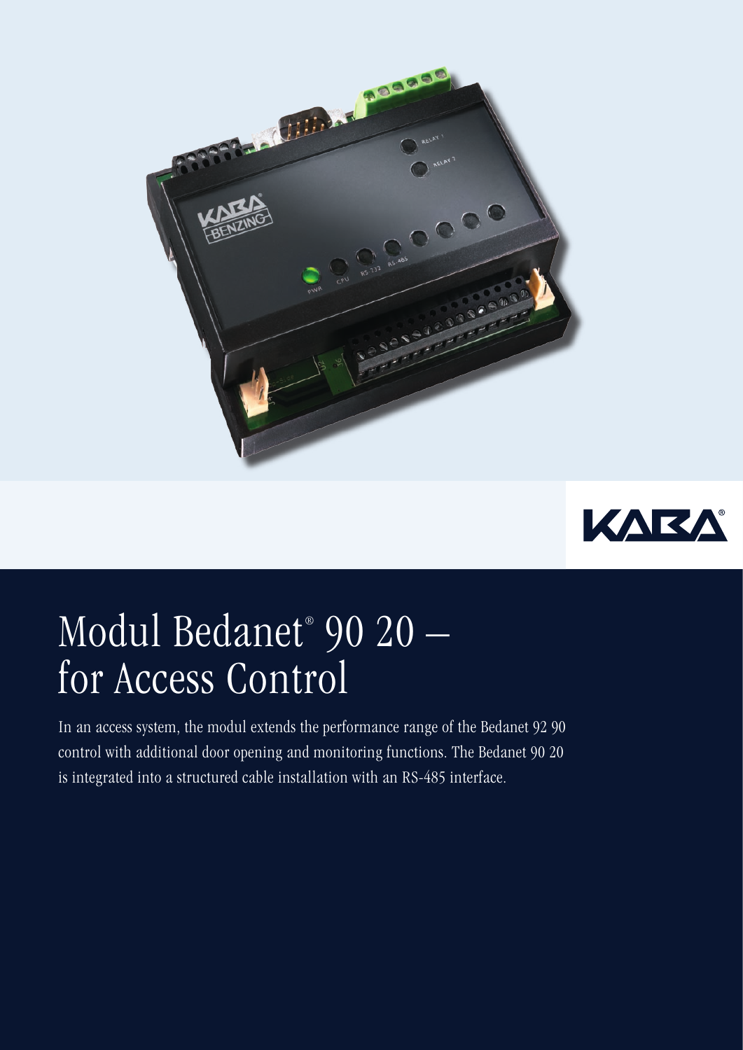# Modul Bedanet® 90 20 – for Access Control

In an access system, the modul extends the performance range of the Bedanet 92 90 control with additional door opening and monitoring functions. The Bedanet 90 20 is integrated into a structured cable installation with an RS-485 interface.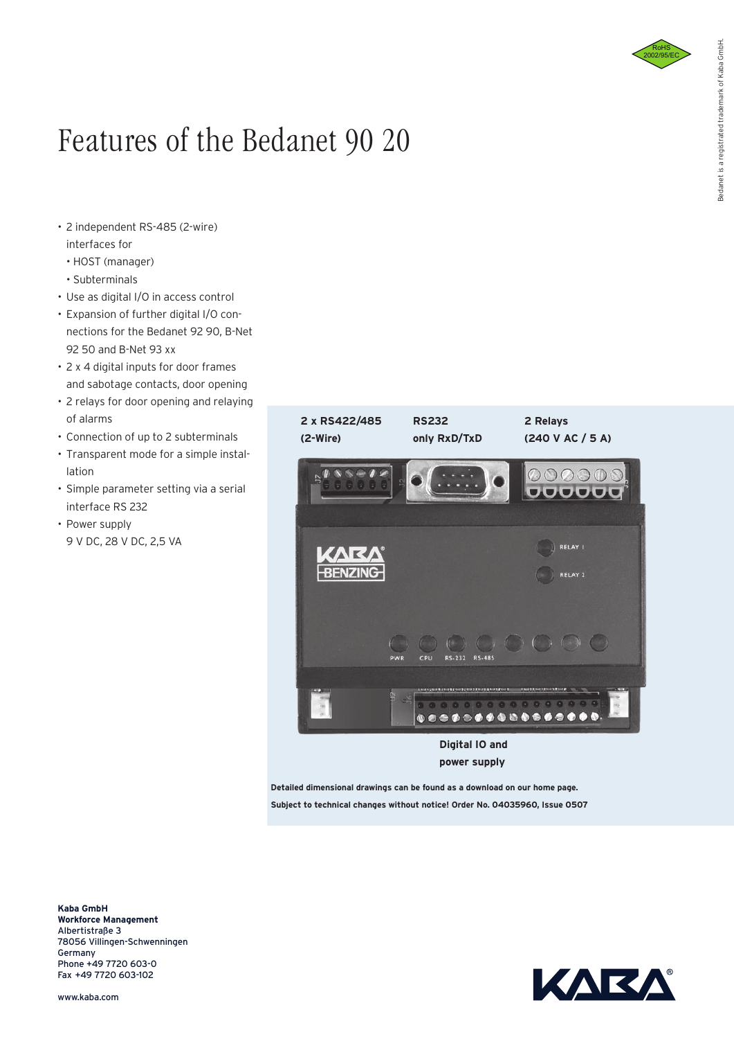RoHS 2002/95/EC

Bedanet is a registrated trademark of Kaba GmbH.

# Features of the Bedanet 90 20

- 2 independent RS-485 (2-wire) interfaces for
  - HOST (manager)
  - Subterminals
- Use as digital I/O in access control
- Expansion of further digital I/O connections for the Bedanet 92 90, B-Net 92 50 and B-Net 93 xx
- 2 x 4 digital inputs for door frames and sabotage contacts, door opening
- 2 relays for door opening and relaying of alarms
- Connection of up to 2 subterminals
- Transparent mode for a simple installation
- Simple parameter setting via a serial interface RS 232
- Power supply 9 V DC, 28 V DC, 2,5 VA

**2 x RS422/485 (2-Wire)**

**RS232 only RxD/TxD**

**2 Relays (240 V AC / 5 A)**

**Digital IO and power supply**

**Detailed dimensional drawings can be found as a download on our home page.**

**Subject to technical changes without notice! Order No. 04035960, Issue 0507**

**Kaba GmbH**
**Workforce Management**
Albertistraße 3
78056 Villingen-Schwenningen
Germany
Phone +49 7720 603-0
Fax +49 7720 603-102

www.kaba.com